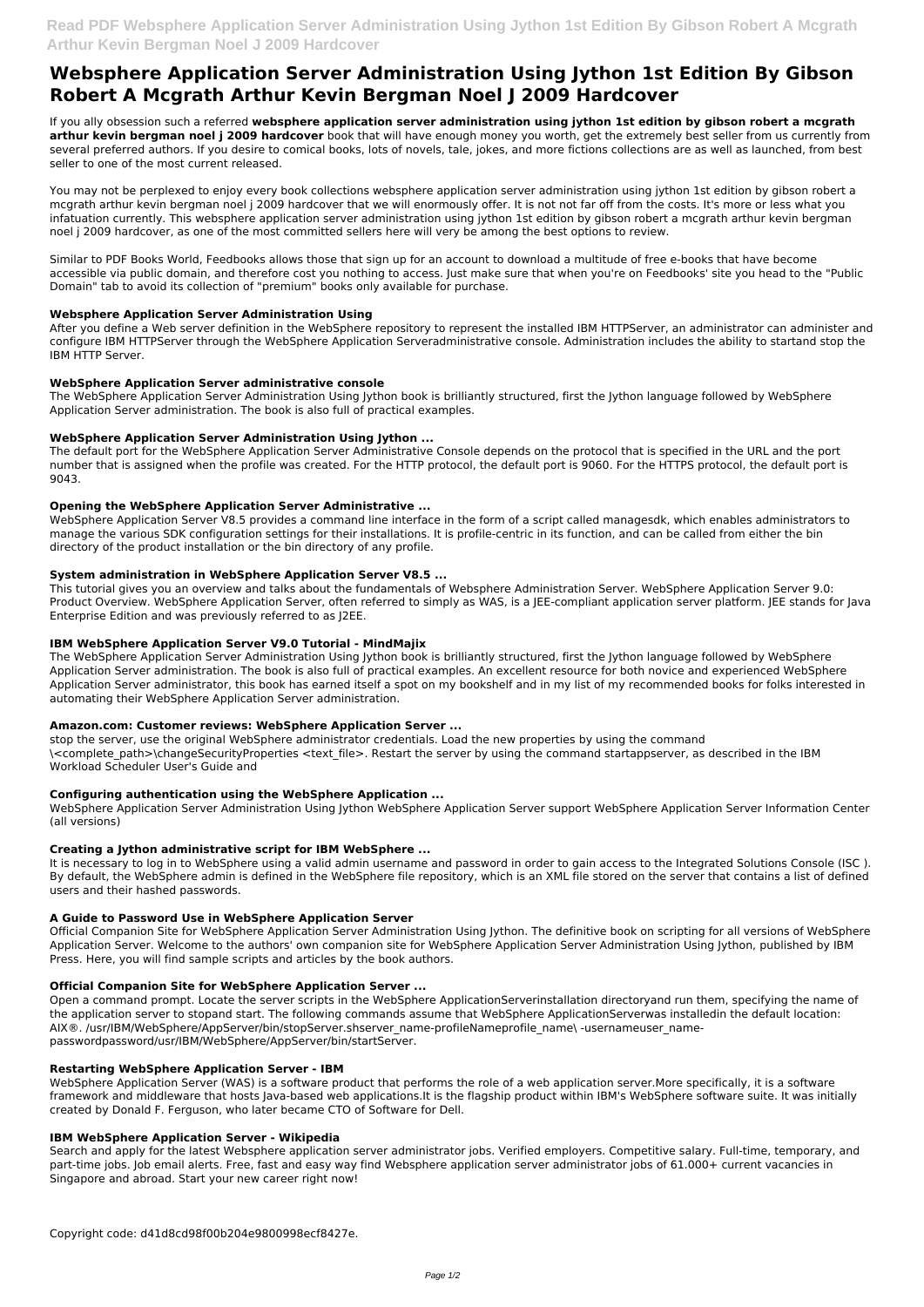# Websphere Application Server Administration Using Jython 1st Edition By Gibson Robert A Mcgrath Arthur Kevin Bergman Noel J 2009 Hardcover

If you ally obsession such a referred **websphere application server administration using jython 1st edition by gibson robert a mcgrath arthur kevin bergman noel j 2009 hardcover** book that will have enough money you worth, get the extremely best seller from us currently from several preferred authors. If you desire to comical books, lots of novels, tale, jokes, and more fictions collections are as well as launched, from best seller to one of the most current released.

You may not be perplexed to enjoy every book collections websphere application server administration using jython 1st edition by gibson robert a mcgrath arthur kevin bergman noel j 2009 hardcover that we will enormously offer. It is not not far off from the costs. It's more or less what you infatuation currently. This websphere application server administration using jython 1st edition by gibson robert a mcgrath arthur kevin bergman noel j 2009 hardcover, as one of the most committed sellers here will very be among the best options to review.

Similar to PDF Books World, Feedbooks allows those that sign up for an account to download a multitude of free e-books that have become accessible via public domain, and therefore cost you nothing to access. Just make sure that when you're on Feedbooks' site you head to the "Public Domain" tab to avoid its collection of "premium" books only available for purchase.

### Websphere Application Server Administration Using

After you define a Web server definition in the WebSphere repository to represent the installed IBM HTTPServer, an administrator can administer and configure IBM HTTPServer through the WebSphere Application Serveradministrative console. Administration includes the ability to startand stop the IBM HTTP Server.

### WebSphere Application Server administrative console

The WebSphere Application Server Administration Using Jython book is brilliantly structured, first the Jython language followed by WebSphere Application Server administration. The book is also full of practical examples.

### WebSphere Application Server Administration Using Jython ...

The default port for the WebSphere Application Server Administrative Console depends on the protocol that is specified in the URL and the port number that is assigned when the profile was created. For the HTTP protocol, the default port is 9060. For the HTTPS protocol, the default port is 9043.

### Opening the WebSphere Application Server Administrative ...

WebSphere Application Server V8.5 provides a command line interface in the form of a script called managesdk, which enables administrators to manage the various SDK configuration settings for their installations. It is profile-centric in its function, and can be called from either the bin directory of the product installation or the bin directory of any profile.

### System administration in WebSphere Application Server V8.5 ...

This tutorial gives you an overview and talks about the fundamentals of Websphere Administration Server. WebSphere Application Server 9.0: Product Overview. WebSphere Application Server, often referred to simply as WAS, is a JEE-compliant application server platform. JEE stands for Java Enterprise Edition and was previously referred to as J2EE.

### IBM WebSphere Application Server V9.0 Tutorial - MindMajix

The WebSphere Application Server Administration Using Jython book is brilliantly structured, first the Jython language followed by WebSphere Application Server administration. The book is also full of practical examples. An excellent resource for both novice and experienced WebSphere Application Server administrator, this book has earned itself a spot on my bookshelf and in my list of my recommended books for folks interested in automating their WebSphere Application Server administration.

### Amazon.com: Customer reviews: WebSphere Application Server ...

stop the server, use the original WebSphere administrator credentials. Load the new properties by using the command \<complete_path>\changeSecurityProperties <text_file>. Restart the server by using the command startappserver, as described in the IBM Workload Scheduler User's Guide and

### Configuring authentication using the WebSphere Application ...

WebSphere Application Server Administration Using Jython WebSphere Application Server support WebSphere Application Server Information Center (all versions)

### Creating a Jython administrative script for IBM WebSphere ...

It is necessary to log in to WebSphere using a valid admin username and password in order to gain access to the Integrated Solutions Console (ISC ). By default, the WebSphere admin is defined in the WebSphere file repository, which is an XML file stored on the server that contains a list of defined users and their hashed passwords.

### A Guide to Password Use in WebSphere Application Server

Official Companion Site for WebSphere Application Server Administration Using Jython. The definitive book on scripting for all versions of WebSphere Application Server. Welcome to the authors' own companion site for WebSphere Application Server Administration Using Jython, published by IBM Press. Here, you will find sample scripts and articles by the book authors.

### Official Companion Site for WebSphere Application Server ...

Open a command prompt. Locate the server scripts in the WebSphere ApplicationServerinstallation directoryand run them, specifying the name of the application server to stopand start. The following commands assume that WebSphere ApplicationServerwas installedin the default location: AIX®. /usr/IBM/WebSphere/AppServer/bin/stopServer.shserver_name-profileNameprofile_name\ -usernameuser_name-passwordpassword/usr/IBM/WebSphere/AppServer/bin/startServer.

### Restarting WebSphere Application Server - IBM

WebSphere Application Server (WAS) is a software product that performs the role of a web application server.More specifically, it is a software framework and middleware that hosts Java-based web applications.It is the flagship product within IBM's WebSphere software suite. It was initially created by Donald F. Ferguson, who later became CTO of Software for Dell.

### IBM WebSphere Application Server - Wikipedia

Search and apply for the latest Websphere application server administrator jobs. Verified employers. Competitive salary. Full-time, temporary, and part-time jobs. Job email alerts. Free, fast and easy way find Websphere application server administrator jobs of 61.000+ current vacancies in Singapore and abroad. Start your new career right now!

Copyright code: d41d8cd98f00b204e9800998ecf8427e.